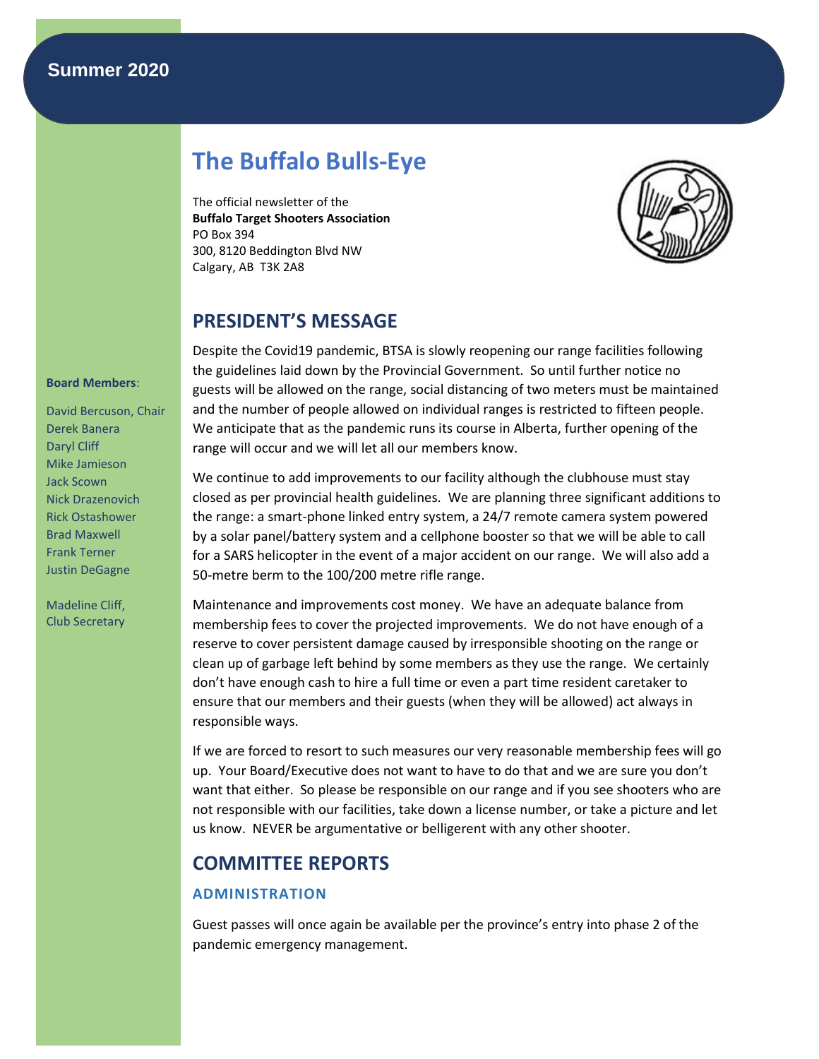Summer 2020

# The Buffalo Bulls-Eye

The official newsletter of the
**Buffalo Target Shooters Association**
PO Box 394
300, 8120 Beddington Blvd NW
Calgary, AB T3K 2A8

**Board Members**:

David Bercuson, Chair
Derek Banera
Daryl Cliff
Mike Jamieson
Jack Scown
Nick Drazenovich
Rick Ostashower
Brad Maxwell
Frank Terner
Justin DeGagne

Madeline Cliff,
Club Secretary

## PRESIDENT'S MESSAGE

Despite the Covid19 pandemic, BTSA is slowly reopening our range facilities following the guidelines laid down by the Provincial Government. So until further notice no guests will be allowed on the range, social distancing of two meters must be maintained and the number of people allowed on individual ranges is restricted to fifteen people. We anticipate that as the pandemic runs its course in Alberta, further opening of the range will occur and we will let all our members know.

We continue to add improvements to our facility although the clubhouse must stay closed as per provincial health guidelines. We are planning three significant additions to the range: a smart-phone linked entry system, a 24/7 remote camera system powered by a solar panel/battery system and a cellphone booster so that we will be able to call for a SARS helicopter in the event of a major accident on our range. We will also add a 50-metre berm to the 100/200 metre rifle range.

Maintenance and improvements cost money. We have an adequate balance from membership fees to cover the projected improvements. We do not have enough of a reserve to cover persistent damage caused by irresponsible shooting on the range or clean up of garbage left behind by some members as they use the range. We certainly don't have enough cash to hire a full time or even a part time resident caretaker to ensure that our members and their guests (when they will be allowed) act always in responsible ways.

If we are forced to resort to such measures our very reasonable membership fees will go up. Your Board/Executive does not want to have to do that and we are sure you don't want that either. So please be responsible on our range and if you see shooters who are not responsible with our facilities, take down a license number, or take a picture and let us know. NEVER be argumentative or belligerent with any other shooter.

## COMMITTEE REPORTS

### ADMINISTRATION

Guest passes will once again be available per the province's entry into phase 2 of the pandemic emergency management.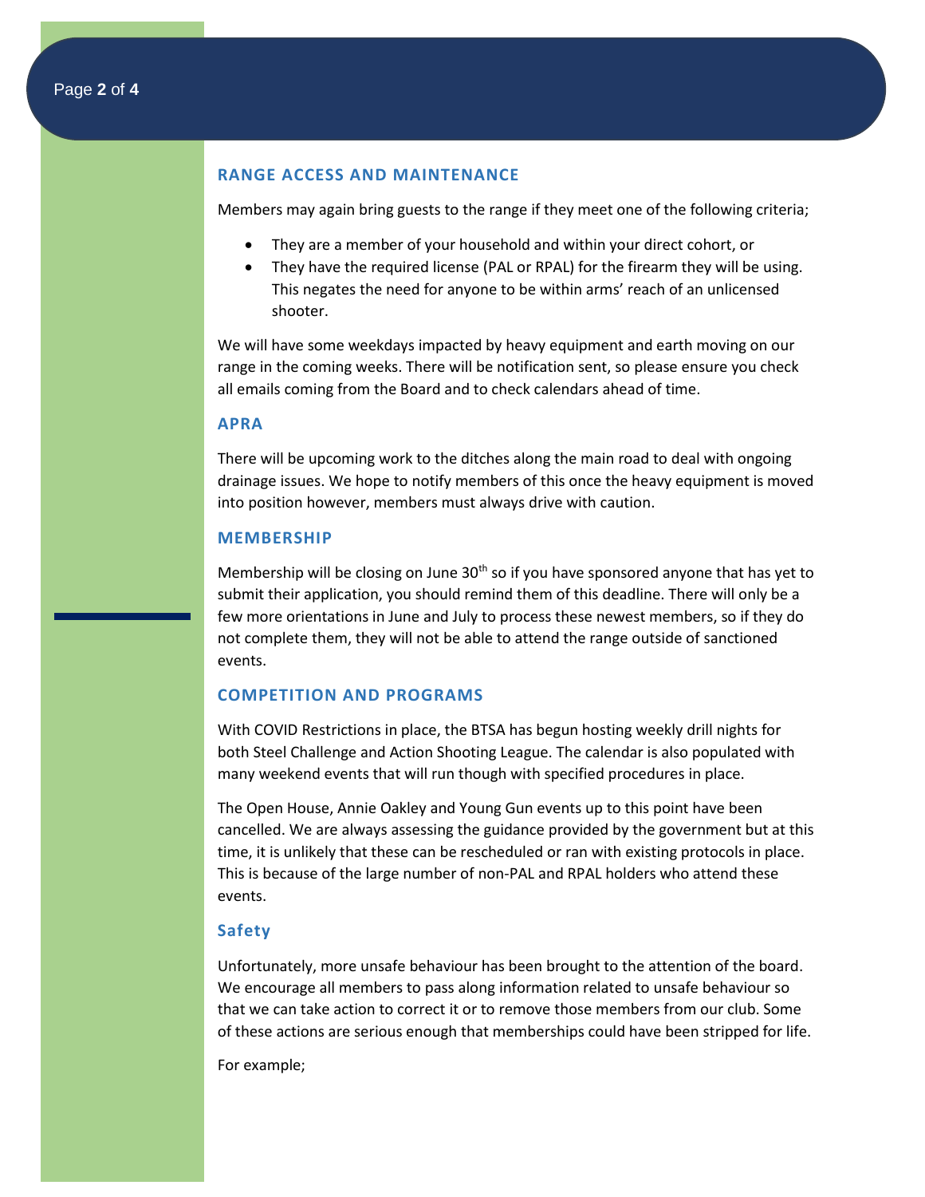## RANGE ACCESS AND MAINTENANCE

Members may again bring guests to the range if they meet one of the following criteria;

- They are a member of your household and within your direct cohort, or
- They have the required license (PAL or RPAL) for the firearm they will be using. This negates the need for anyone to be within arms' reach of an unlicensed shooter.

We will have some weekdays impacted by heavy equipment and earth moving on our range in the coming weeks. There will be notification sent, so please ensure you check all emails coming from the Board and to check calendars ahead of time.

## APRA

There will be upcoming work to the ditches along the main road to deal with ongoing drainage issues. We hope to notify members of this once the heavy equipment is moved into position however, members must always drive with caution.

## MEMBERSHIP

Membership will be closing on June 30th so if you have sponsored anyone that has yet to submit their application, you should remind them of this deadline. There will only be a few more orientations in June and July to process these newest members, so if they do not complete them, they will not be able to attend the range outside of sanctioned events.

## COMPETITION AND PROGRAMS

With COVID Restrictions in place, the BTSA has begun hosting weekly drill nights for both Steel Challenge and Action Shooting League. The calendar is also populated with many weekend events that will run though with specified procedures in place.

The Open House, Annie Oakley and Young Gun events up to this point have been cancelled. We are always assessing the guidance provided by the government but at this time, it is unlikely that these can be rescheduled or ran with existing protocols in place. This is because of the large number of non-PAL and RPAL holders who attend these events.

## Safety

Unfortunately, more unsafe behaviour has been brought to the attention of the board. We encourage all members to pass along information related to unsafe behaviour so that we can take action to correct it or to remove those members from our club. Some of these actions are serious enough that memberships could have been stripped for life.

For example;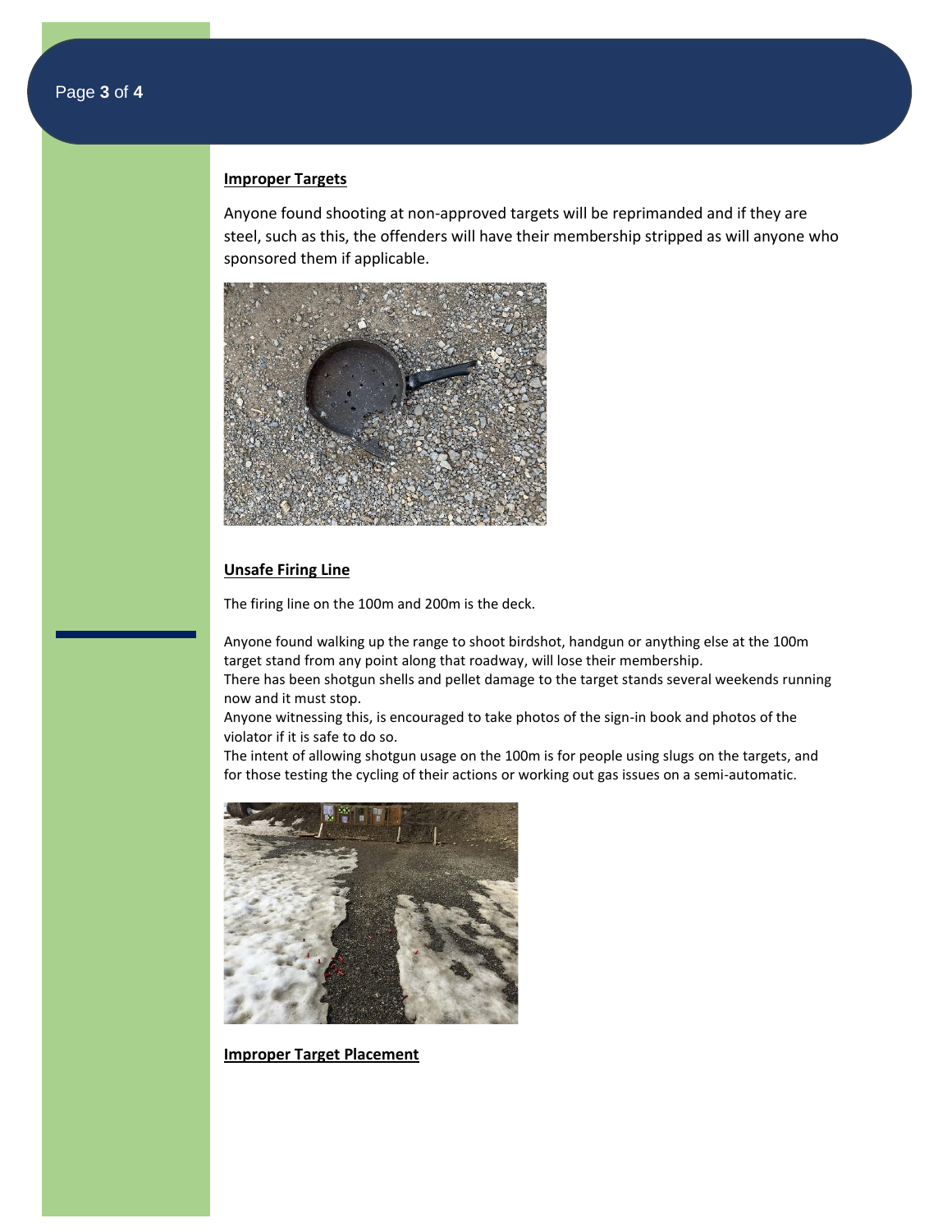## Improper Targets

Anyone found shooting at non-approved targets will be reprimanded and if they are steel, such as this, the offenders will have their membership stripped as will anyone who sponsored them if applicable.

## Unsafe Firing Line

The firing line on the 100m and 200m is the deck.

Anyone found walking up the range to shoot birdshot, handgun or anything else at the 100m target stand from any point along that roadway, will lose their membership.
There has been shotgun shells and pellet damage to the target stands several weekends running now and it must stop.
Anyone witnessing this, is encouraged to take photos of the sign-in book and photos of the violator if it is safe to do so.
The intent of allowing shotgun usage on the 100m is for people using slugs on the targets, and for those testing the cycling of their actions or working out gas issues on a semi-automatic.

## Improper Target Placement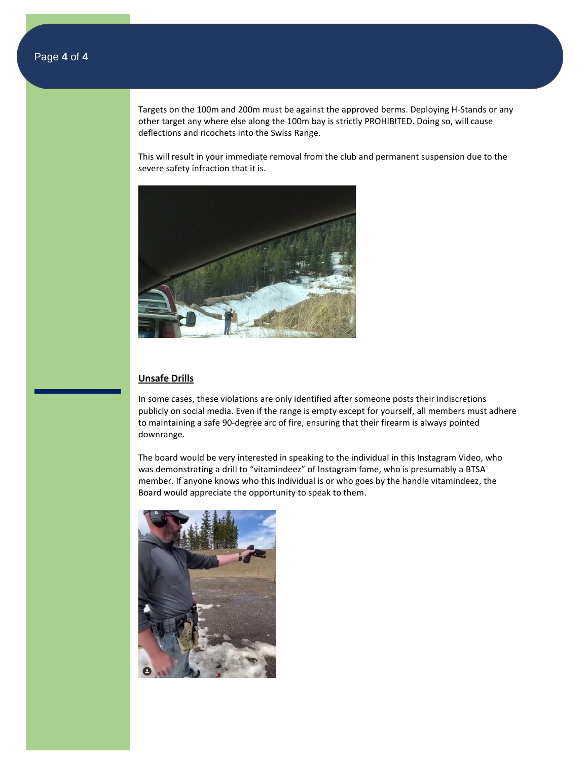Targets on the 100m and 200m must be against the approved berms. Deploying H-Stands or any other target any where else along the 100m bay is strictly PROHIBITED. Doing so, will cause deflections and ricochets into the Swiss Range.

This will result in your immediate removal from the club and permanent suspension due to the severe safety infraction that it is.

## Unsafe Drills

In some cases, these violations are only identified after someone posts their indiscretions publicly on social media. Even if the range is empty except for yourself, all members must adhere to maintaining a safe 90-degree arc of fire, ensuring that their firearm is always pointed downrange.

The board would be very interested in speaking to the individual in this Instagram Video, who was demonstrating a drill to "vitamindeez" of Instagram fame, who is presumably a BTSA member. If anyone knows who this individual is or who goes by the handle vitamindeez, the Board would appreciate the opportunity to speak to them.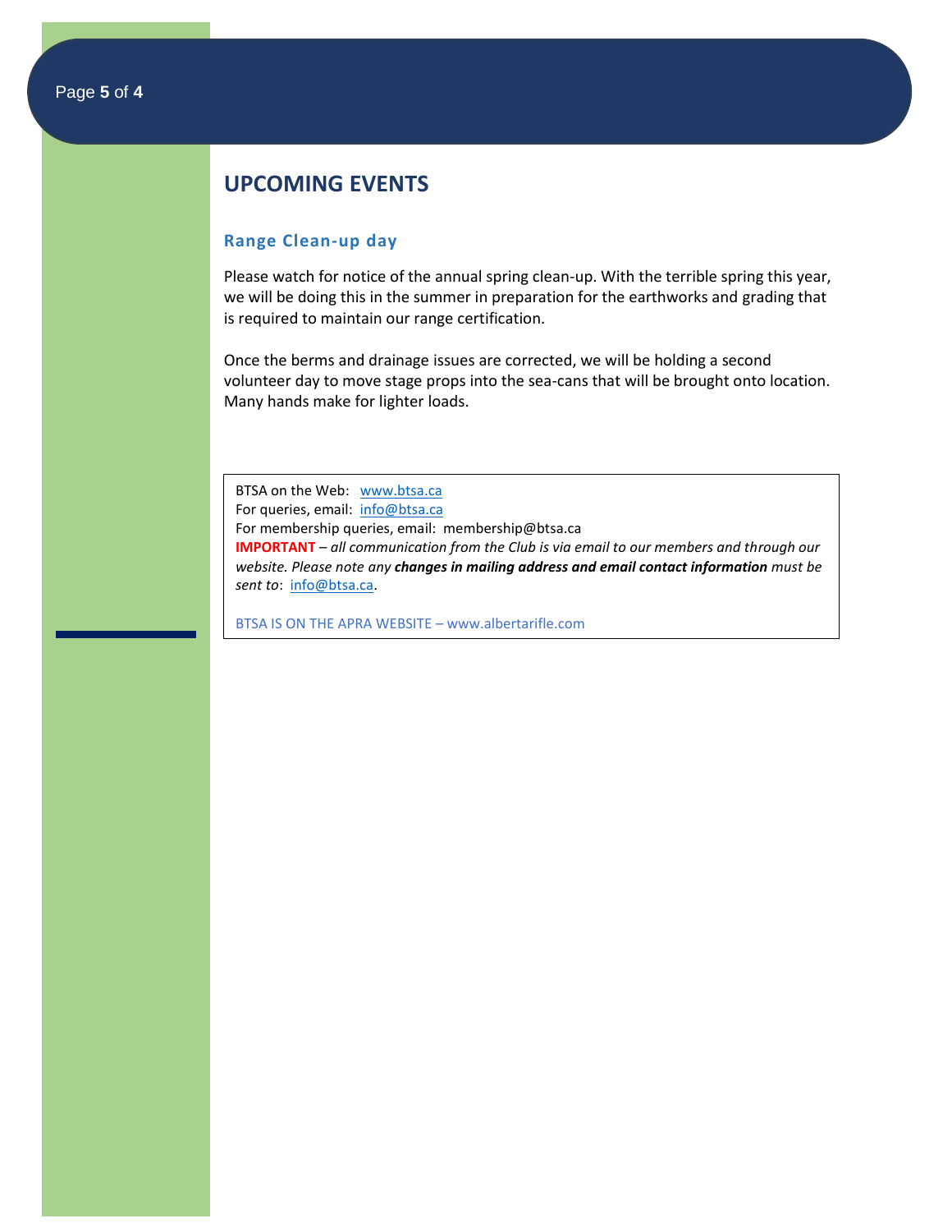## UPCOMING EVENTS

### Range Clean-up day

Please watch for notice of the annual spring clean-up. With the terrible spring this year, we will be doing this in the summer in preparation for the earthworks and grading that is required to maintain our range certification.

Once the berms and drainage issues are corrected, we will be holding a second volunteer day to move stage props into the sea-cans that will be brought onto location. Many hands make for lighter loads.

BTSA on the Web: www.btsa.ca
For queries, email: info@btsa.ca
For membership queries, email: membership@btsa.ca
**IMPORTANT** – *all communication from the Club is via email to our members and through our website. Please note any* ***changes in mailing address and email contact information*** *must be sent to*: info@btsa.ca.

BTSA IS ON THE APRA WEBSITE – www.albertarifle.com